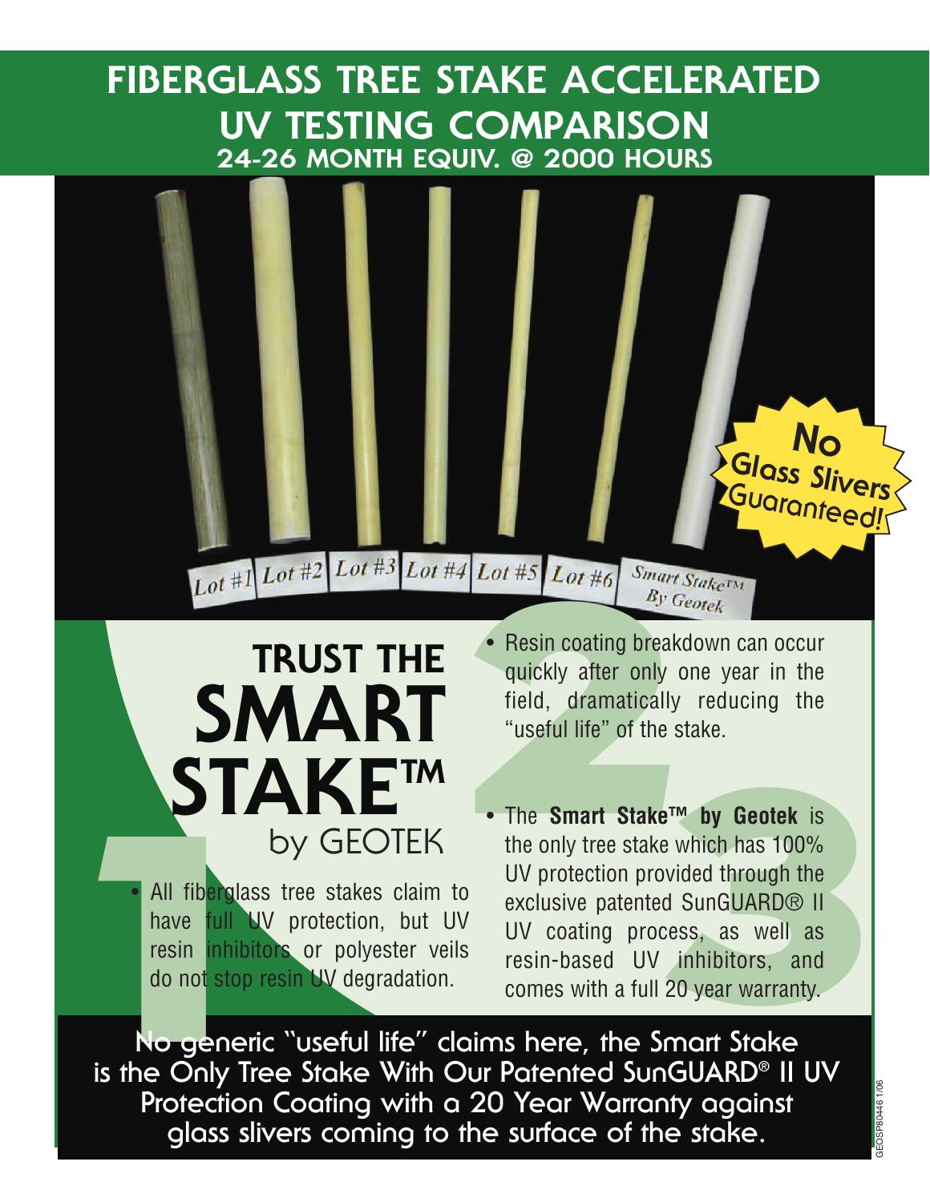# FIBERGLASS TREE STAKE ACCELERATED UV TESTING COMPARISON

## 24-26 MONTH EQUIV. @ 2000 HOURS

Lot #1 Lot #2 Lot #3 Lot #4 Lot #5 Lot #6 Smart Stake™ By Geotek

**No Glass Slivers Guaranteed!**

# TRUST THE SMART STAKE™

## by GEOTEK

1. All fiberglass tree stakes claim to have full UV protection, but UV resin inhibitors or polyester veils do not stop resin UV degradation.

2. Resin coating breakdown can occur quickly after only one year in the field, dramatically reducing the "useful life" of the stake.

3. The **Smart Stake™ by Geotek** is the only tree stake which has 100% UV protection provided through the exclusive patented SunGUARD® II UV coating process, as well as resin-based UV inhibitors, and comes with a full 20 year warranty.

**No generic "useful life" claims here, the Smart Stake is the Only Tree Stake With Our Patented SunGUARD® II UV Protection Coating with a 20 Year Warranty against glass slivers coming to the surface of the stake.**

GEOSP80446 1/06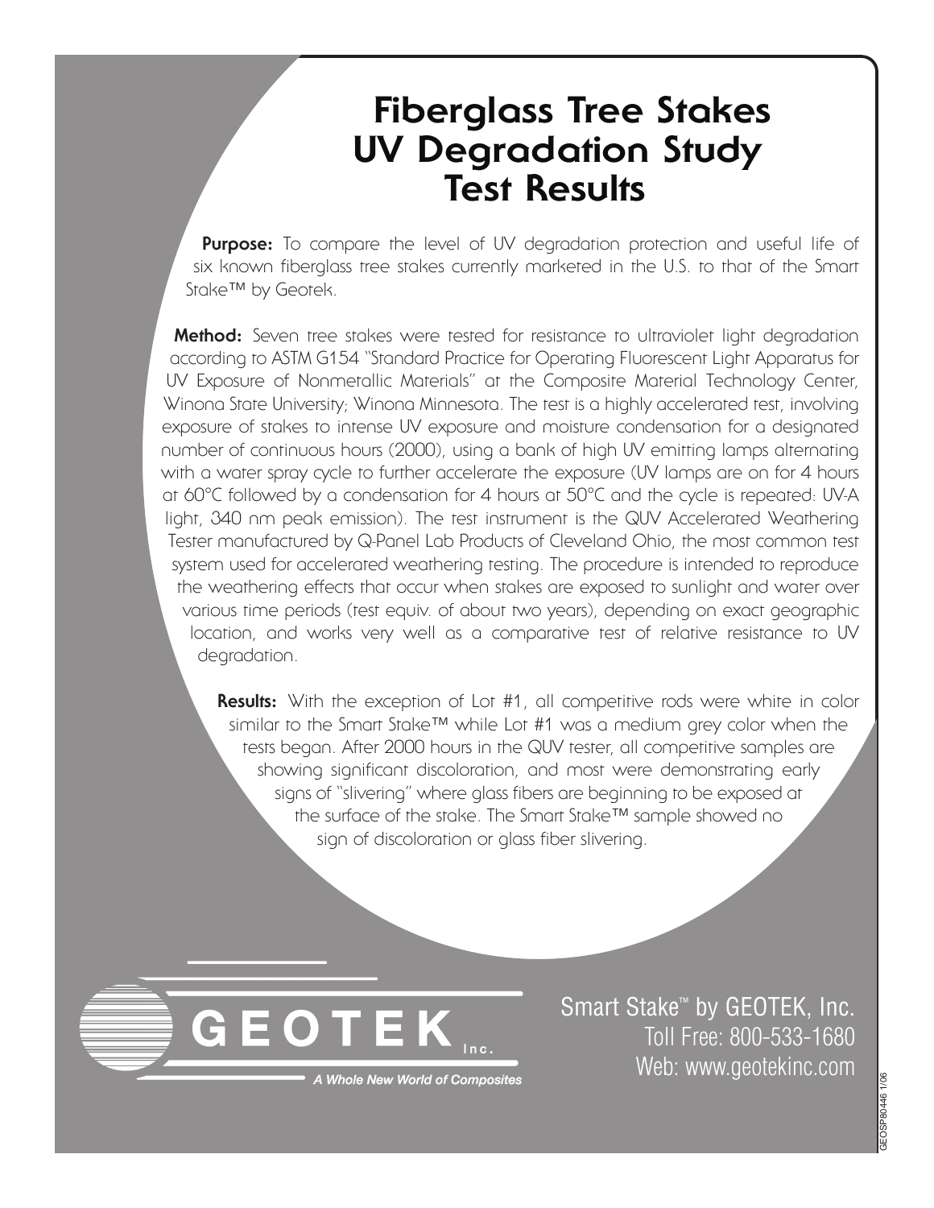# Fiberglass Tree Stakes UV Degradation Study Test Results

**Purpose:** To compare the level of UV degradation protection and useful life of six known fiberglass tree stakes currently marketed in the U.S. to that of the Smart Stake™ by Geotek.

**Method:** Seven tree stakes were tested for resistance to ultraviolet light degradation according to ASTM G154 "Standard Practice for Operating Fluorescent Light Apparatus for UV Exposure of Nonmetallic Materials" at the Composite Material Technology Center, Winona State University; Winona Minnesota. The test is a highly accelerated test, involving exposure of stakes to intense UV exposure and moisture condensation for a designated number of continuous hours (2000), using a bank of high UV emitting lamps alternating with a water spray cycle to further accelerate the exposure (UV lamps are on for 4 hours at 60°C followed by a condensation for 4 hours at 50°C and the cycle is repeated: UV-A light, 340 nm peak emission). The test instrument is the QUV Accelerated Weathering Tester manufactured by Q-Panel Lab Products of Cleveland Ohio, the most common test system used for accelerated weathering testing. The procedure is intended to reproduce the weathering effects that occur when stakes are exposed to sunlight and water over various time periods (test equiv. of about two years), depending on exact geographic location, and works very well as a comparative test of relative resistance to UV degradation.

**Results:** With the exception of Lot #1, all competitive rods were white in color similar to the Smart Stake™ while Lot #1 was a medium grey color when the tests began. After 2000 hours in the QUV tester, all competitive samples are showing significant discoloration, and most were demonstrating early signs of "slivering" where glass fibers are beginning to be exposed at the surface of the stake. The Smart Stake™ sample showed no sign of discoloration or glass fiber slivering.

GEOTEK Inc.
A Whole New World of Composites

Smart Stake™ by GEOTEK, Inc.
Toll Free: 800-533-1680
Web: www.geotekinc.com

GEOSP80446 1/06